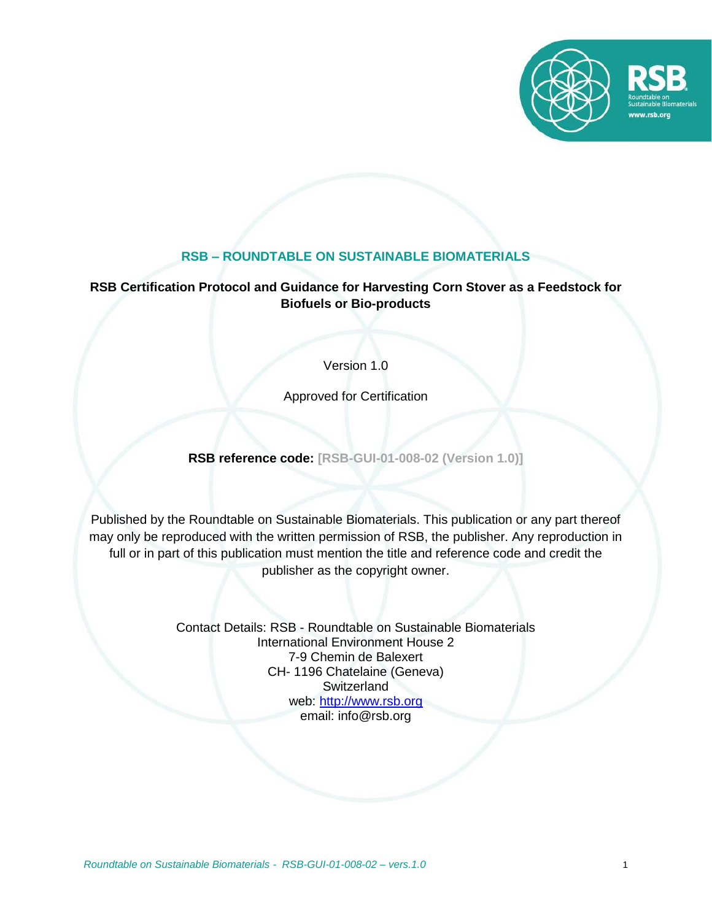## RSB – ROUNDTABLE ON SUSTAINABLE BIOMATERIALS

# RSB Certification Protocol and Guidance for Harvesting Corn Stover as a Feedstock for Biofuels or Bio-products

Version 1.0

Approved for Certification

**RSB reference code:** **[RSB-GUI-01-008-02 (Version 1.0)]**

Published by the Roundtable on Sustainable Biomaterials. This publication or any part thereof may only be reproduced with the written permission of RSB, the publisher. Any reproduction in full or in part of this publication must mention the title and reference code and credit the publisher as the copyright owner.

Contact Details: RSB - Roundtable on Sustainable Biomaterials
International Environment House 2
7-9 Chemin de Balexert
CH- 1196 Chatelaine (Geneva)
Switzerland
web: http://www.rsb.org
email: info@rsb.org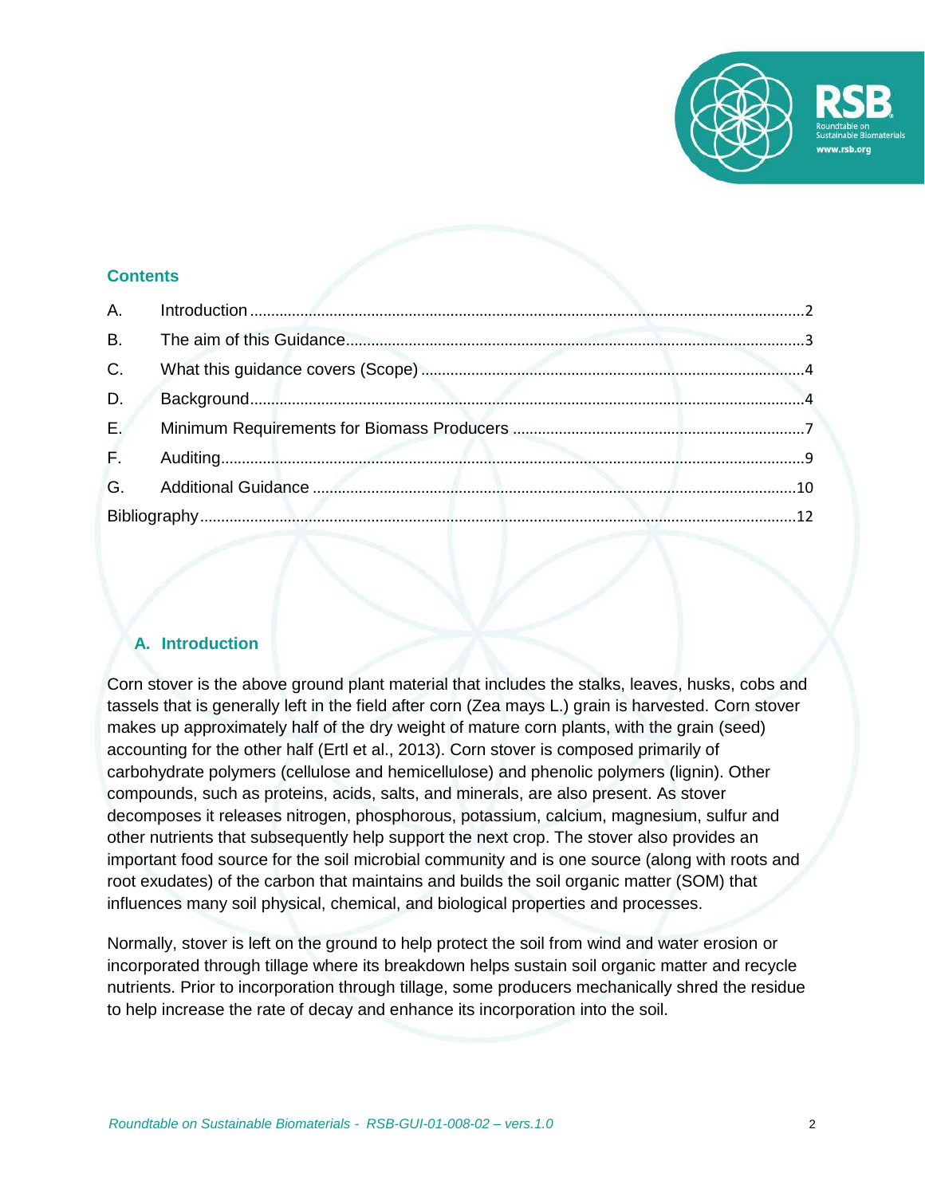## Contents

| | | |
|---|---|---|
| A. | Introduction | 2 |
| B. | The aim of this Guidance | 3 |
| C. | What this guidance covers (Scope) | 4 |
| D. | Background | 4 |
| E. | Minimum Requirements for Biomass Producers | 7 |
| F. | Auditing | 9 |
| G. | Additional Guidance | 10 |
| Bibliography | | 12 |

## A. Introduction

Corn stover is the above ground plant material that includes the stalks, leaves, husks, cobs and tassels that is generally left in the field after corn (Zea mays L.) grain is harvested. Corn stover makes up approximately half of the dry weight of mature corn plants, with the grain (seed) accounting for the other half (Ertl et al., 2013). Corn stover is composed primarily of carbohydrate polymers (cellulose and hemicellulose) and phenolic polymers (lignin). Other compounds, such as proteins, acids, salts, and minerals, are also present. As stover decomposes it releases nitrogen, phosphorous, potassium, calcium, magnesium, sulfur and other nutrients that subsequently help support the next crop. The stover also provides an important food source for the soil microbial community and is one source (along with roots and root exudates) of the carbon that maintains and builds the soil organic matter (SOM) that influences many soil physical, chemical, and biological properties and processes.

Normally, stover is left on the ground to help protect the soil from wind and water erosion or incorporated through tillage where its breakdown helps sustain soil organic matter and recycle nutrients. Prior to incorporation through tillage, some producers mechanically shred the residue to help increase the rate of decay and enhance its incorporation into the soil.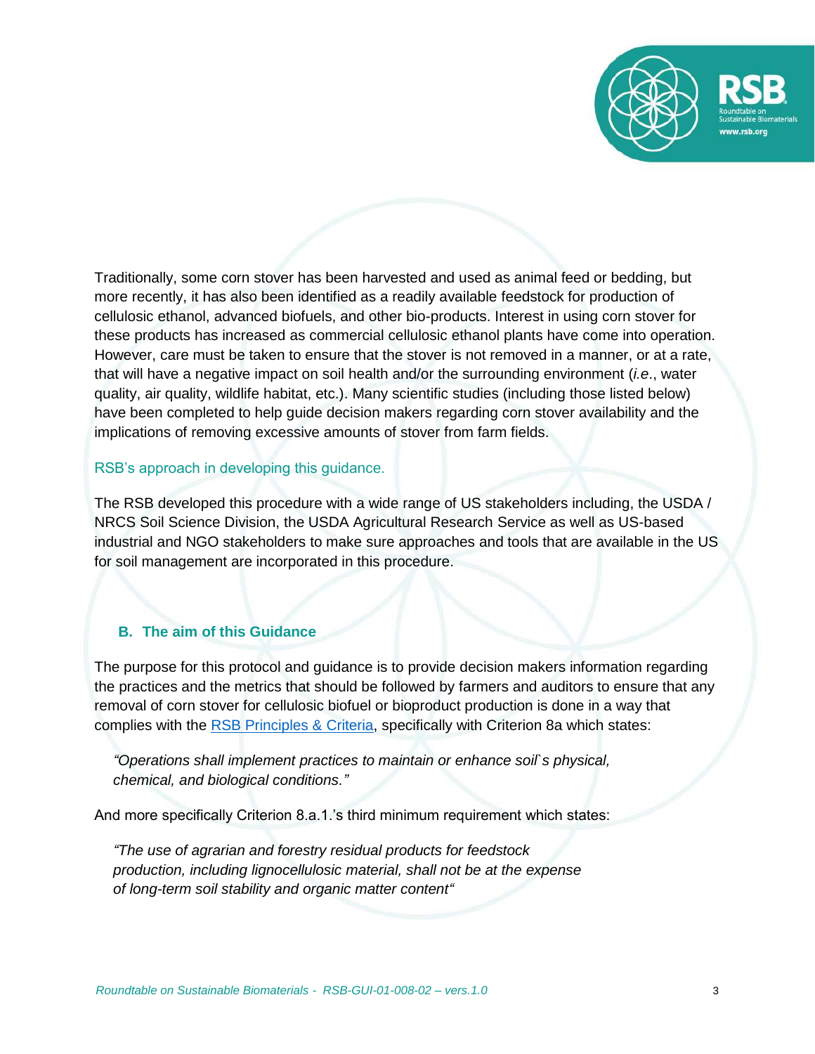Traditionally, some corn stover has been harvested and used as animal feed or bedding, but more recently, it has also been identified as a readily available feedstock for production of cellulosic ethanol, advanced biofuels, and other bio-products. Interest in using corn stover for these products has increased as commercial cellulosic ethanol plants have come into operation. However, care must be taken to ensure that the stover is not removed in a manner, or at a rate, that will have a negative impact on soil health and/or the surrounding environment (*i.e.*, water quality, air quality, wildlife habitat, etc.). Many scientific studies (including those listed below) have been completed to help guide decision makers regarding corn stover availability and the implications of removing excessive amounts of stover from farm fields.

### RSB's approach in developing this guidance.

The RSB developed this procedure with a wide range of US stakeholders including, the USDA / NRCS Soil Science Division, the USDA Agricultural Research Service as well as US-based industrial and NGO stakeholders to make sure approaches and tools that are available in the US for soil management are incorporated in this procedure.

## B. The aim of this Guidance

The purpose for this protocol and guidance is to provide decision makers information regarding the practices and the metrics that should be followed by farmers and auditors to ensure that any removal of corn stover for cellulosic biofuel or bioproduct production is done in a way that complies with the RSB Principles & Criteria, specifically with Criterion 8a which states:

> *"Operations shall implement practices to maintain or enhance soil`s physical, chemical, and biological conditions."*

And more specifically Criterion 8.a.1.'s third minimum requirement which states:

> *"The use of agrarian and forestry residual products for feedstock production, including lignocellulosic material, shall not be at the expense of long-term soil stability and organic matter content"*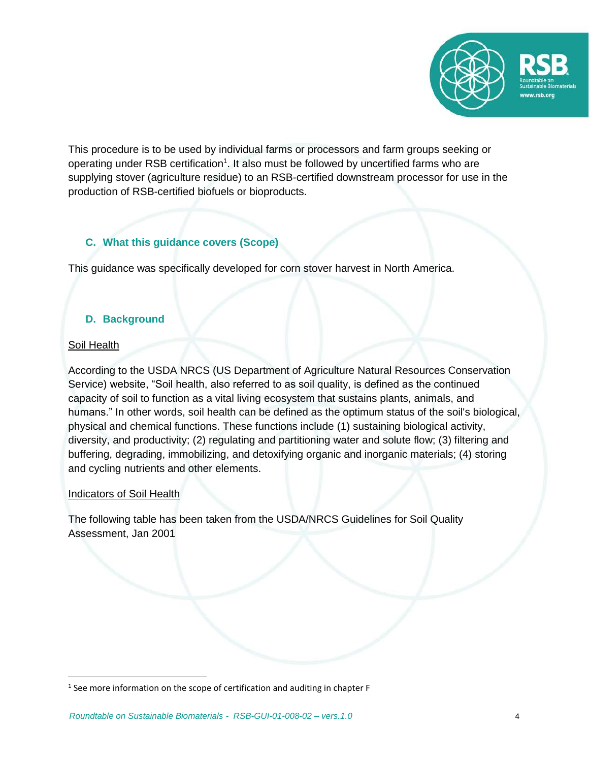This procedure is to be used by individual farms or processors and farm groups seeking or operating under RSB certification[1]. It also must be followed by uncertified farms who are supplying stover (agriculture residue) to an RSB-certified downstream processor for use in the production of RSB-certified biofuels or bioproducts.

## C. What this guidance covers (Scope)

This guidance was specifically developed for corn stover harvest in North America.

## D. Background

### Soil Health

According to the USDA NRCS (US Department of Agriculture Natural Resources Conservation Service) website, "Soil health, also referred to as soil quality, is defined as the continued capacity of soil to function as a vital living ecosystem that sustains plants, animals, and humans." In other words, soil health can be defined as the optimum status of the soil's biological, physical and chemical functions. These functions include (1) sustaining biological activity, diversity, and productivity; (2) regulating and partitioning water and solute flow; (3) filtering and buffering, degrading, immobilizing, and detoxifying organic and inorganic materials; (4) storing and cycling nutrients and other elements.

### Indicators of Soil Health

The following table has been taken from the USDA/NRCS Guidelines for Soil Quality Assessment, Jan 2001

[1] See more information on the scope of certification and auditing in chapter F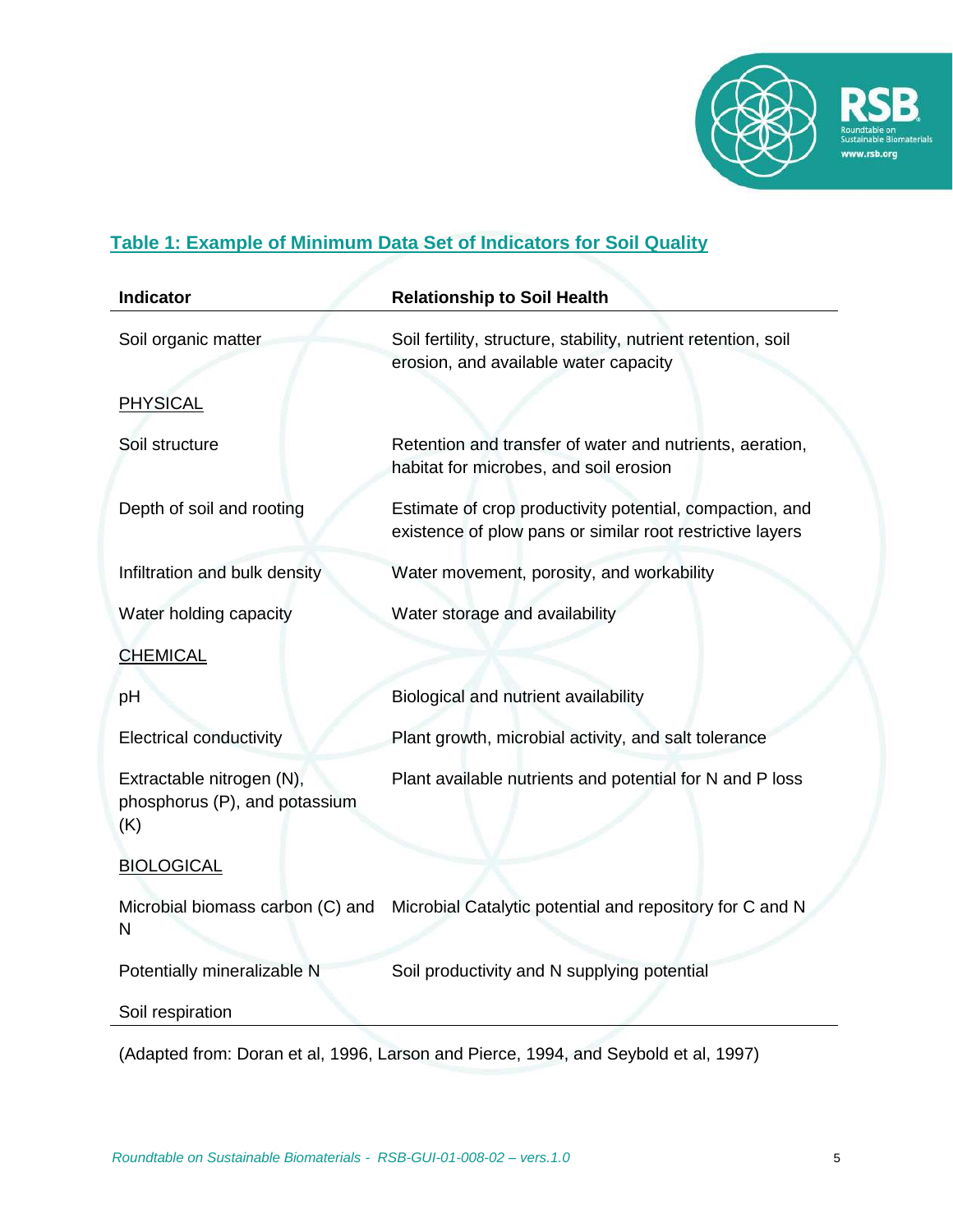## Table 1: Example of Minimum Data Set of Indicators for Soil Quality

| Indicator | Relationship to Soil Health |
|---|---|
| Soil organic matter | Soil fertility, structure, stability, nutrient retention, soil erosion, and available water capacity |
| PHYSICAL | |
| Soil structure | Retention and transfer of water and nutrients, aeration, habitat for microbes, and soil erosion |
| Depth of soil and rooting | Estimate of crop productivity potential, compaction, and existence of plow pans or similar root restrictive layers |
| Infiltration and bulk density | Water movement, porosity, and workability |
| Water holding capacity | Water storage and availability |
| CHEMICAL | |
| pH | Biological and nutrient availability |
| Electrical conductivity | Plant growth, microbial activity, and salt tolerance |
| Extractable nitrogen (N), phosphorus (P), and potassium (K) | Plant available nutrients and potential for N and P loss |
| BIOLOGICAL | |
| Microbial biomass carbon (C) and N | Microbial Catalytic potential and repository for C and N |
| Potentially mineralizable N | Soil productivity and N supplying potential |
| Soil respiration | |

(Adapted from: Doran et al, 1996, Larson and Pierce, 1994, and Seybold et al, 1997)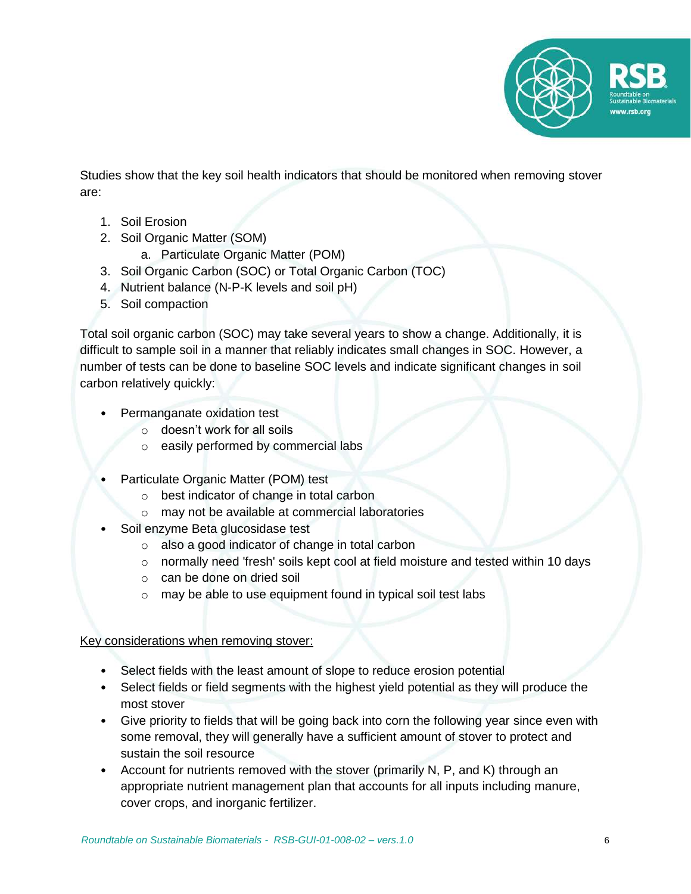Studies show that the key soil health indicators that should be monitored when removing stover are:

1. Soil Erosion
2. Soil Organic Matter (SOM)
    a. Particulate Organic Matter (POM)
3. Soil Organic Carbon (SOC) or Total Organic Carbon (TOC)
4. Nutrient balance (N-P-K levels and soil pH)
5. Soil compaction

Total soil organic carbon (SOC) may take several years to show a change. Additionally, it is difficult to sample soil in a manner that reliably indicates small changes in SOC. However, a number of tests can be done to baseline SOC levels and indicate significant changes in soil carbon relatively quickly:

- Permanganate oxidation test
    - doesn't work for all soils
    - easily performed by commercial labs
- Particulate Organic Matter (POM) test
    - best indicator of change in total carbon
    - may not be available at commercial laboratories
- Soil enzyme Beta glucosidase test
    - also a good indicator of change in total carbon
    - normally need 'fresh' soils kept cool at field moisture and tested within 10 days
    - can be done on dried soil
    - may be able to use equipment found in typical soil test labs

<u>Key considerations when removing stover:</u>

- Select fields with the least amount of slope to reduce erosion potential
- Select fields or field segments with the highest yield potential as they will produce the most stover
- Give priority to fields that will be going back into corn the following year since even with some removal, they will generally have a sufficient amount of stover to protect and sustain the soil resource
- Account for nutrients removed with the stover (primarily N, P, and K) through an appropriate nutrient management plan that accounts for all inputs including manure, cover crops, and inorganic fertilizer.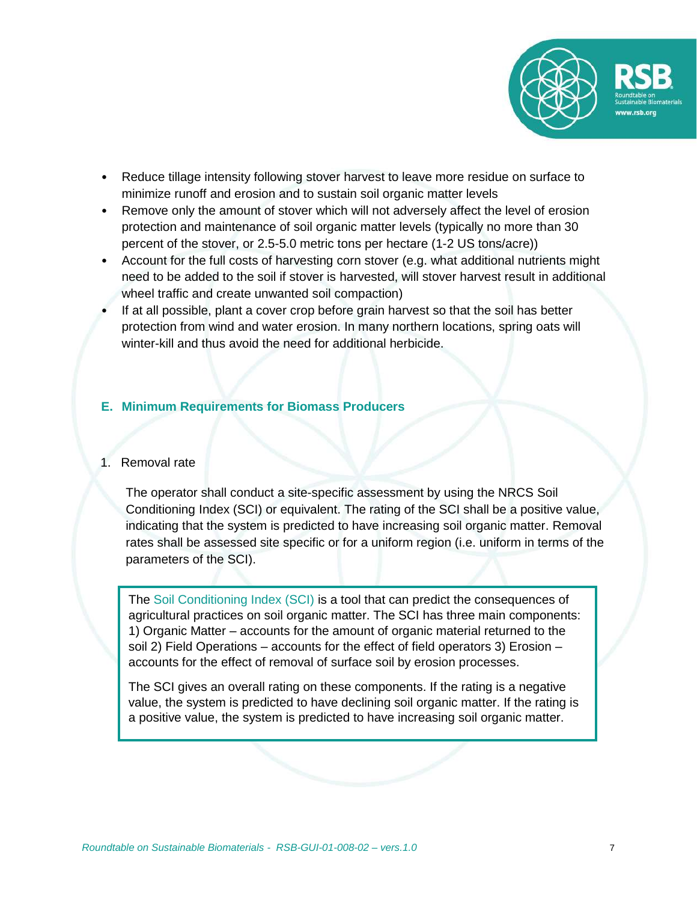- Reduce tillage intensity following stover harvest to leave more residue on surface to minimize runoff and erosion and to sustain soil organic matter levels
- Remove only the amount of stover which will not adversely affect the level of erosion protection and maintenance of soil organic matter levels (typically no more than 30 percent of the stover, or 2.5-5.0 metric tons per hectare (1-2 US tons/acre))
- Account for the full costs of harvesting corn stover (e.g. what additional nutrients might need to be added to the soil if stover is harvested, will stover harvest result in additional wheel traffic and create unwanted soil compaction)
- If at all possible, plant a cover crop before grain harvest so that the soil has better protection from wind and water erosion. In many northern locations, spring oats will winter-kill and thus avoid the need for additional herbicide.

## E. Minimum Requirements for Biomass Producers

### 1. Removal rate

The operator shall conduct a site-specific assessment by using the NRCS Soil Conditioning Index (SCI) or equivalent. The rating of the SCI shall be a positive value, indicating that the system is predicted to have increasing soil organic matter. Removal rates shall be assessed site specific or for a uniform region (i.e. uniform in terms of the parameters of the SCI).

> The Soil Conditioning Index (SCI) is a tool that can predict the consequences of agricultural practices on soil organic matter. The SCI has three main components: 1) Organic Matter – accounts for the amount of organic material returned to the soil 2) Field Operations – accounts for the effect of field operators 3) Erosion – accounts for the effect of removal of surface soil by erosion processes.
>
> The SCI gives an overall rating on these components. If the rating is a negative value, the system is predicted to have declining soil organic matter. If the rating is a positive value, the system is predicted to have increasing soil organic matter.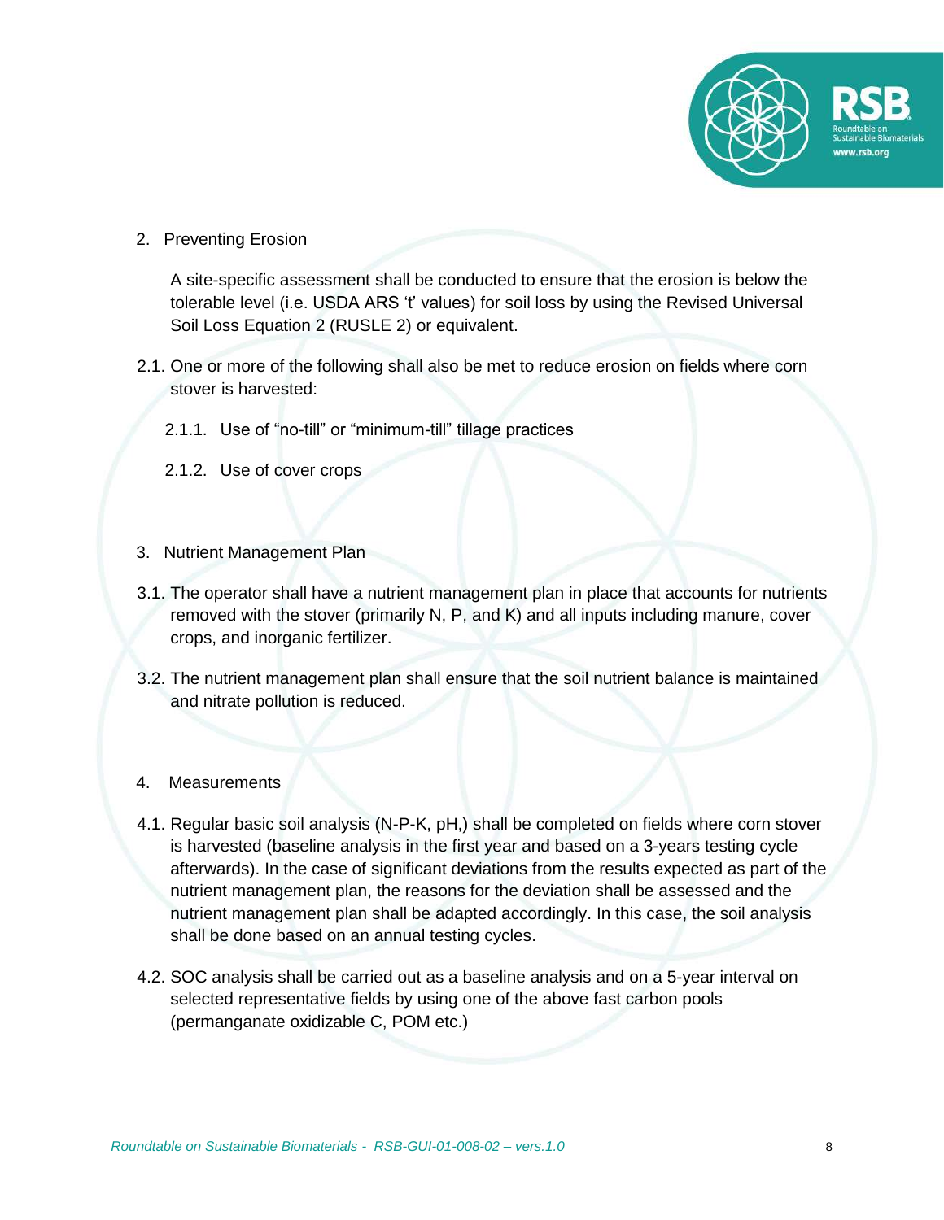2. Preventing Erosion

   A site-specific assessment shall be conducted to ensure that the erosion is below the tolerable level (i.e. USDA ARS 't' values) for soil loss by using the Revised Universal Soil Loss Equation 2 (RUSLE 2) or equivalent.

2.1. One or more of the following shall also be met to reduce erosion on fields where corn stover is harvested:

   2.1.1. Use of "no-till" or "minimum-till" tillage practices

   2.1.2. Use of cover crops

3. Nutrient Management Plan

3.1. The operator shall have a nutrient management plan in place that accounts for nutrients removed with the stover (primarily N, P, and K) and all inputs including manure, cover crops, and inorganic fertilizer.

3.2. The nutrient management plan shall ensure that the soil nutrient balance is maintained and nitrate pollution is reduced.

4. Measurements

4.1. Regular basic soil analysis (N-P-K, pH,) shall be completed on fields where corn stover is harvested (baseline analysis in the first year and based on a 3-years testing cycle afterwards). In the case of significant deviations from the results expected as part of the nutrient management plan, the reasons for the deviation shall be assessed and the nutrient management plan shall be adapted accordingly. In this case, the soil analysis shall be done based on an annual testing cycles.

4.2. SOC analysis shall be carried out as a baseline analysis and on a 5-year interval on selected representative fields by using one of the above fast carbon pools (permanganate oxidizable C, POM etc.)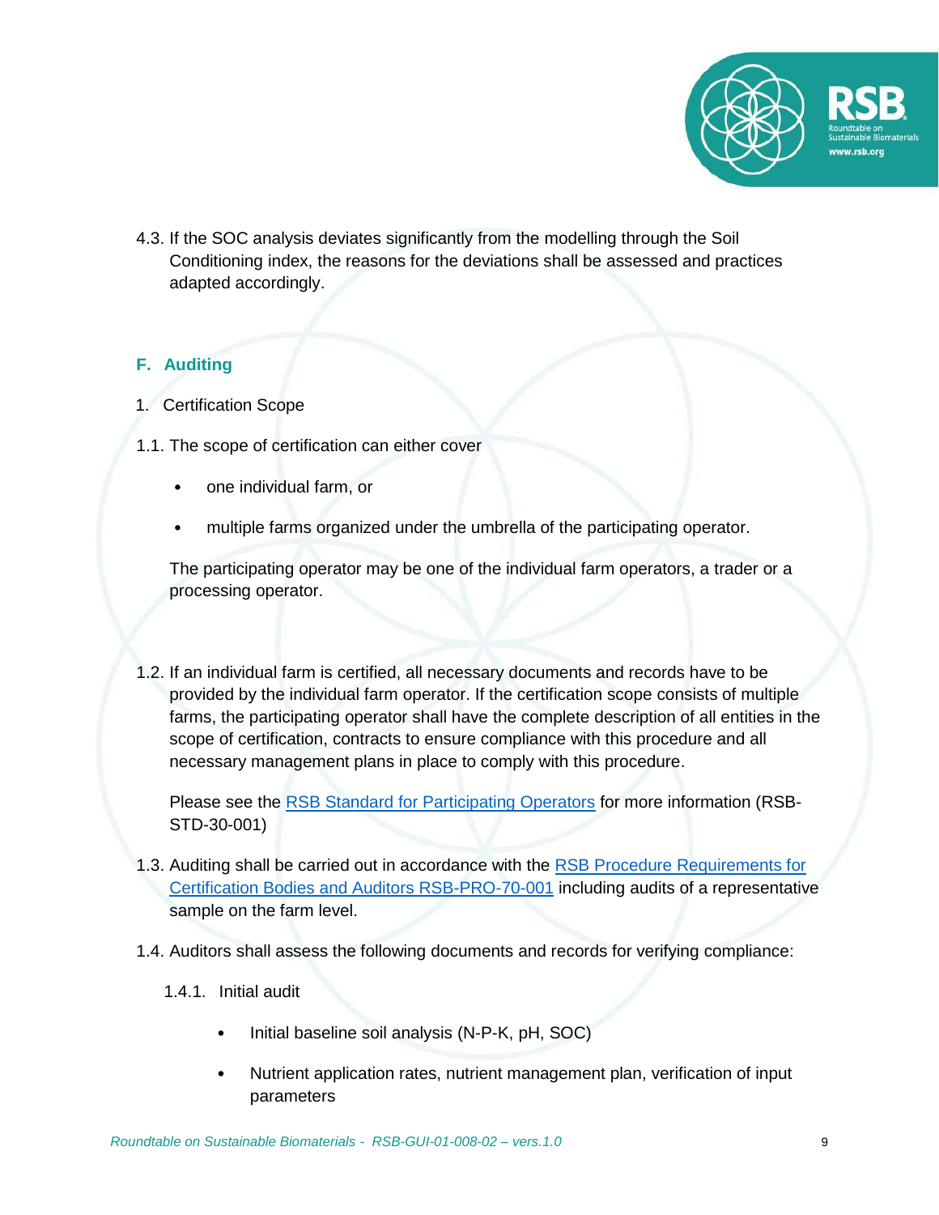4.3. If the SOC analysis deviates significantly from the modelling through the Soil Conditioning index, the reasons for the deviations shall be assessed and practices adapted accordingly.

## F. Auditing

1. Certification Scope

1.1. The scope of certification can either cover

- one individual farm, or
- multiple farms organized under the umbrella of the participating operator.

The participating operator may be one of the individual farm operators, a trader or a processing operator.

1.2. If an individual farm is certified, all necessary documents and records have to be provided by the individual farm operator. If the certification scope consists of multiple farms, the participating operator shall have the complete description of all entities in the scope of certification, contracts to ensure compliance with this procedure and all necessary management plans in place to comply with this procedure.

Please see the RSB Standard for Participating Operators for more information (RSB-STD-30-001)

1.3. Auditing shall be carried out in accordance with the RSB Procedure Requirements for Certification Bodies and Auditors RSB-PRO-70-001 including audits of a representative sample on the farm level.

1.4. Auditors shall assess the following documents and records for verifying compliance:

1.4.1. Initial audit

- Initial baseline soil analysis (N-P-K, pH, SOC)
- Nutrient application rates, nutrient management plan, verification of input parameters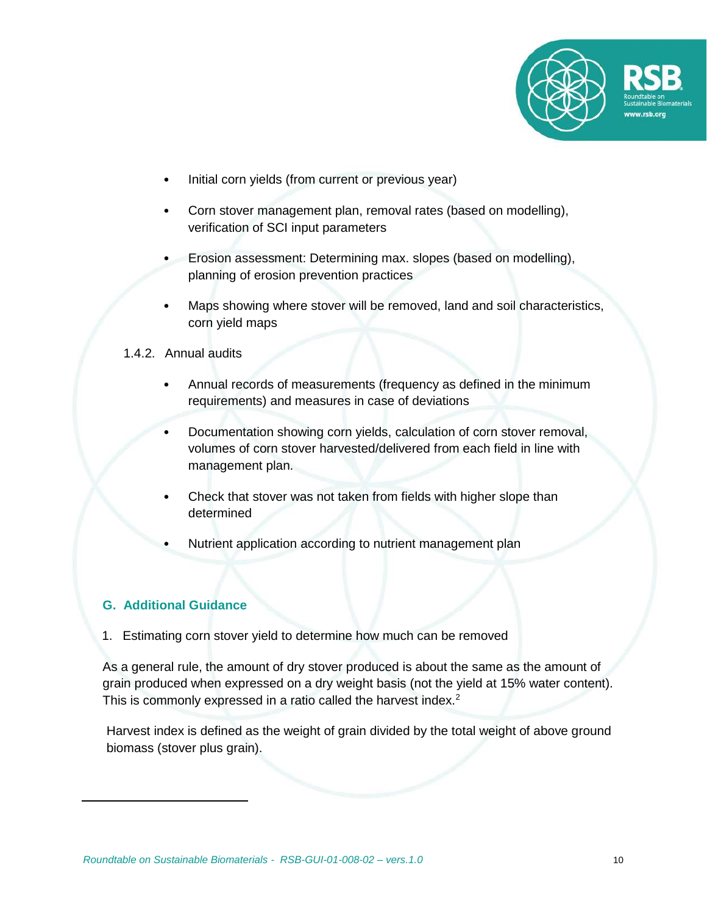- Initial corn yields (from current or previous year)
- Corn stover management plan, removal rates (based on modelling), verification of SCI input parameters
- Erosion assessment: Determining max. slopes (based on modelling), planning of erosion prevention practices
- Maps showing where stover will be removed, land and soil characteristics, corn yield maps

1.4.2. Annual audits

- Annual records of measurements (frequency as defined in the minimum requirements) and measures in case of deviations
- Documentation showing corn yields, calculation of corn stover removal, volumes of corn stover harvested/delivered from each field in line with management plan.
- Check that stover was not taken from fields with higher slope than determined
- Nutrient application according to nutrient management plan

## G. Additional Guidance

1. Estimating corn stover yield to determine how much can be removed

As a general rule, the amount of dry stover produced is about the same as the amount of grain produced when expressed on a dry weight basis (not the yield at 15% water content). This is commonly expressed in a ratio called the harvest index.[2]

Harvest index is defined as the weight of grain divided by the total weight of above ground biomass (stover plus grain).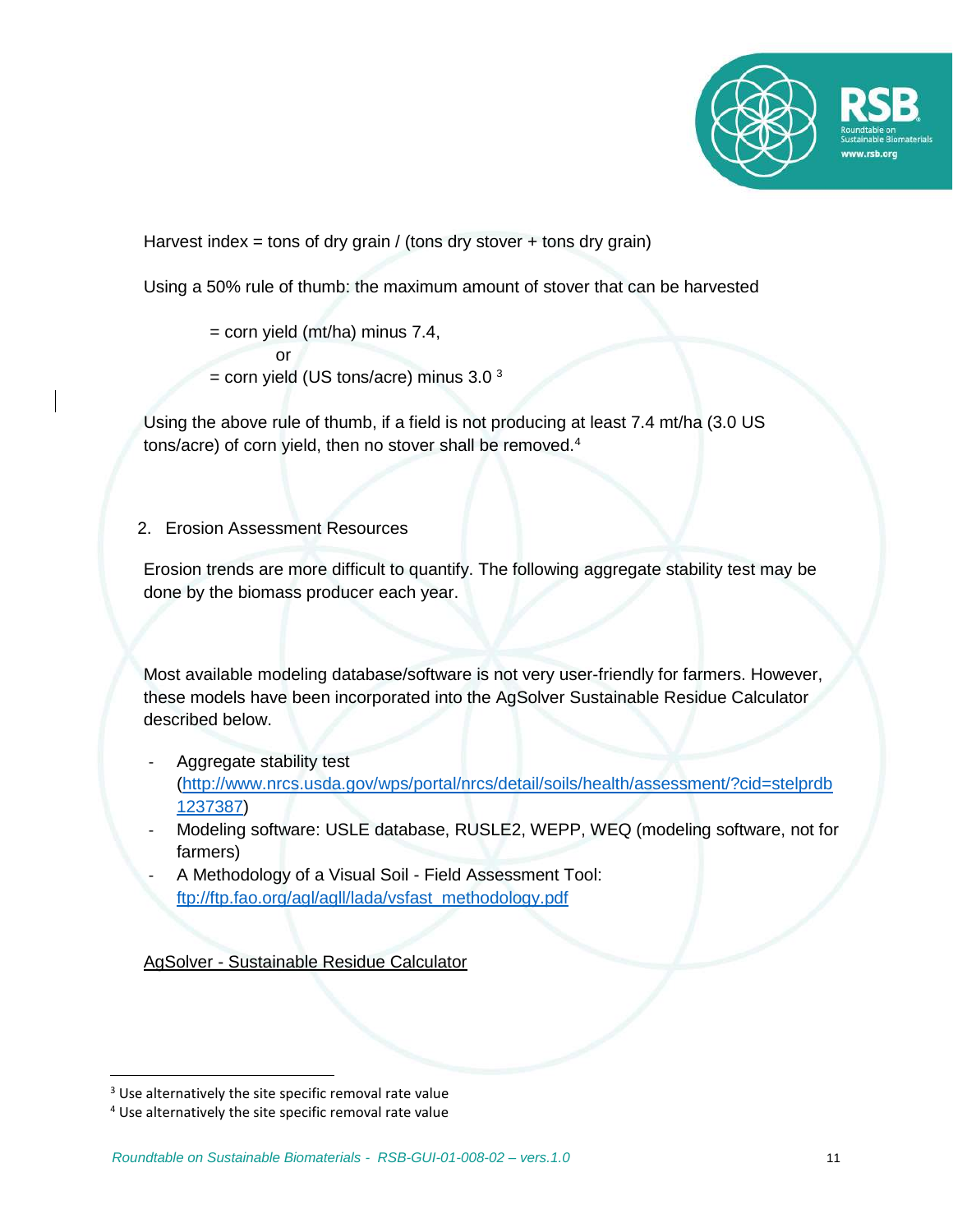Harvest index = tons of dry grain / (tons dry stover + tons dry grain)

Using a 50% rule of thumb: the maximum amount of stover that can be harvested

= corn yield (mt/ha) minus 7.4,
or
= corn yield (US tons/acre) minus 3.0 [3]

Using the above rule of thumb, if a field is not producing at least 7.4 mt/ha (3.0 US tons/acre) of corn yield, then no stover shall be removed.[4]

2. Erosion Assessment Resources

Erosion trends are more difficult to quantify. The following aggregate stability test may be done by the biomass producer each year.

Most available modeling database/software is not very user-friendly for farmers. However, these models have been incorporated into the AgSolver Sustainable Residue Calculator described below.

- Aggregate stability test (http://www.nrcs.usda.gov/wps/portal/nrcs/detail/soils/health/assessment/?cid=stelprdb1237387)
- Modeling software: USLE database, RUSLE2, WEPP, WEQ (modeling software, not for farmers)
- A Methodology of a Visual Soil - Field Assessment Tool: ftp://ftp.fao.org/agl/agll/lada/vsfast_methodology.pdf

AgSolver - Sustainable Residue Calculator

[3] Use alternatively the site specific removal rate value

[4] Use alternatively the site specific removal rate value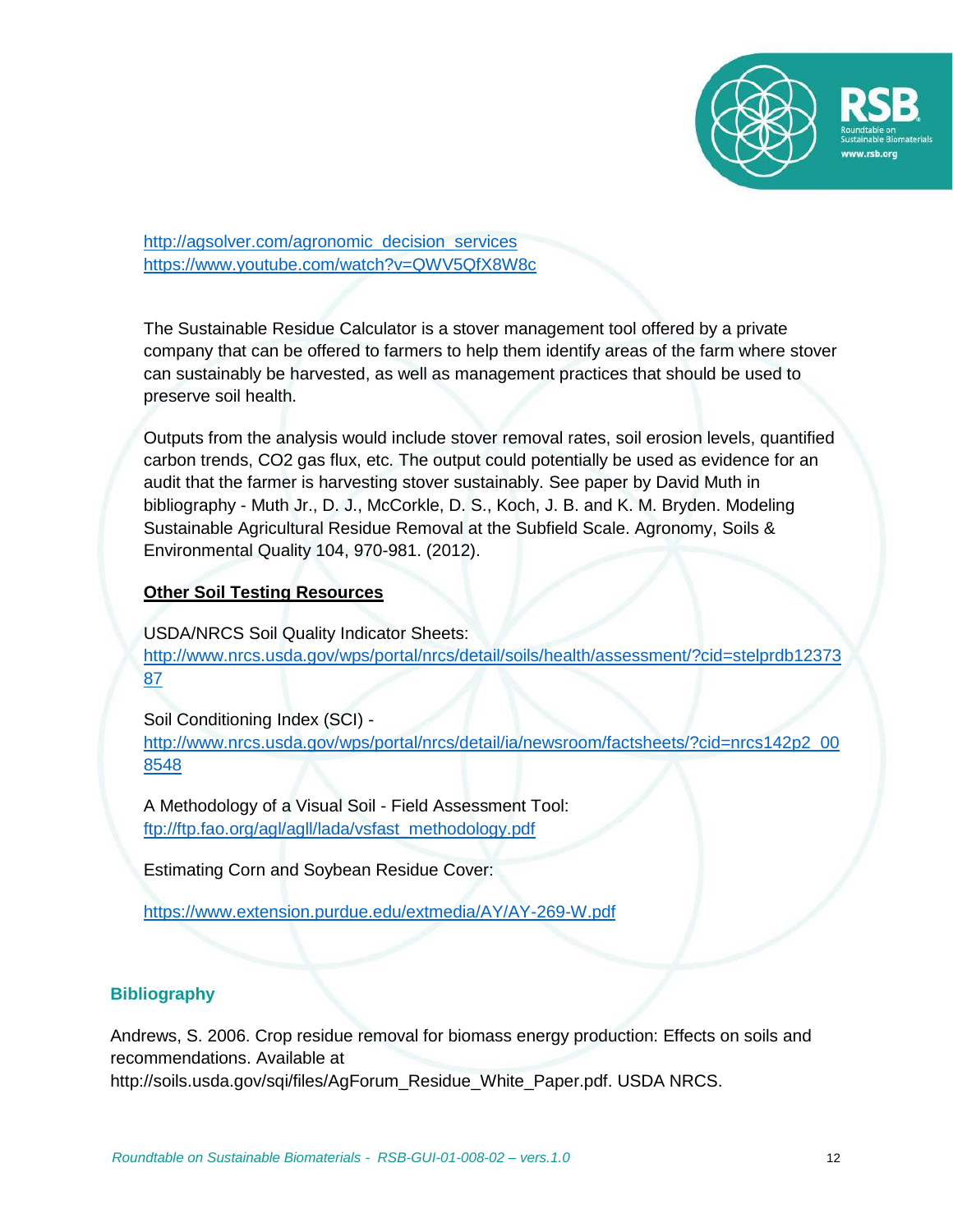http://agsolver.com/agronomic_decision_services
https://www.youtube.com/watch?v=QWV5QfX8W8c

The Sustainable Residue Calculator is a stover management tool offered by a private company that can be offered to farmers to help them identify areas of the farm where stover can sustainably be harvested, as well as management practices that should be used to preserve soil health.

Outputs from the analysis would include stover removal rates, soil erosion levels, quantified carbon trends, $CO_2$ gas flux, etc. The output could potentially be used as evidence for an audit that the farmer is harvesting stover sustainably. See paper by David Muth in bibliography - Muth Jr., D. J., McCorkle, D. S., Koch, J. B. and K. M. Bryden. Modeling Sustainable Agricultural Residue Removal at the Subfield Scale. Agronomy, Soils & Environmental Quality 104, 970-981. (2012).

**Other Soil Testing Resources**

USDA/NRCS Soil Quality Indicator Sheets:
http://www.nrcs.usda.gov/wps/portal/nrcs/detail/soils/health/assessment/?cid=stelprdb1237387

Soil Conditioning Index (SCI) -
http://www.nrcs.usda.gov/wps/portal/nrcs/detail/ia/newsroom/factsheets/?cid=nrcs142p2_008548

A Methodology of a Visual Soil - Field Assessment Tool:
ftp://ftp.fao.org/agl/agll/lada/vsfast_methodology.pdf

Estimating Corn and Soybean Residue Cover:

https://www.extension.purdue.edu/extmedia/AY/AY-269-W.pdf

## Bibliography

Andrews, S. 2006. Crop residue removal for biomass energy production: Effects on soils and recommendations. Available at http://soils.usda.gov/sqi/files/AgForum_Residue_White_Paper.pdf. USDA NRCS.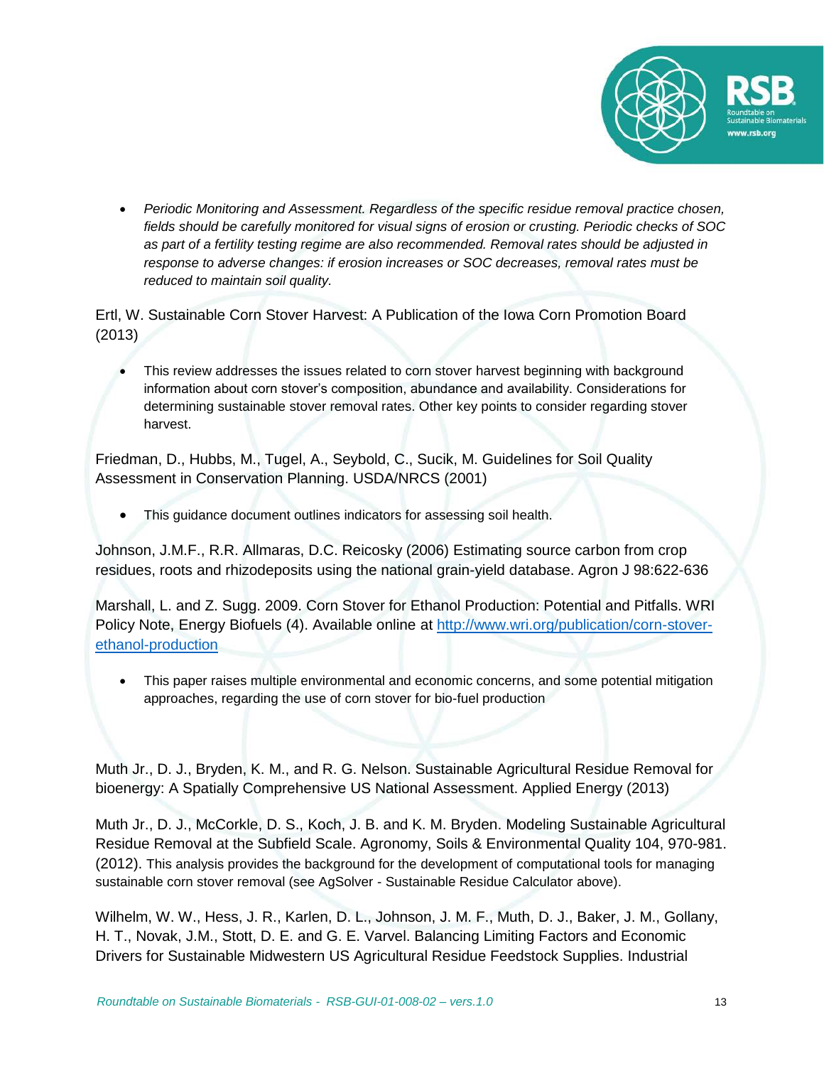- *Periodic Monitoring and Assessment. Regardless of the specific residue removal practice chosen, fields should be carefully monitored for visual signs of erosion or crusting. Periodic checks of SOC as part of a fertility testing regime are also recommended. Removal rates should be adjusted in response to adverse changes: if erosion increases or SOC decreases, removal rates must be reduced to maintain soil quality.*

Ertl, W. Sustainable Corn Stover Harvest: A Publication of the Iowa Corn Promotion Board (2013)

- This review addresses the issues related to corn stover harvest beginning with background information about corn stover's composition, abundance and availability. Considerations for determining sustainable stover removal rates. Other key points to consider regarding stover harvest.

Friedman, D., Hubbs, M., Tugel, A., Seybold, C., Sucik, M. Guidelines for Soil Quality Assessment in Conservation Planning. USDA/NRCS (2001)

- This guidance document outlines indicators for assessing soil health.

Johnson, J.M.F., R.R. Allmaras, D.C. Reicosky (2006) Estimating source carbon from crop residues, roots and rhizodeposits using the national grain-yield database. Agron J 98:622-636

Marshall, L. and Z. Sugg. 2009. Corn Stover for Ethanol Production: Potential and Pitfalls. WRI Policy Note, Energy Biofuels (4). Available online at [http://www.wri.org/publication/corn-stover-ethanol-production](http://www.wri.org/publication/corn-stover-ethanol-production)

- This paper raises multiple environmental and economic concerns, and some potential mitigation approaches, regarding the use of corn stover for bio-fuel production

Muth Jr., D. J., Bryden, K. M., and R. G. Nelson. Sustainable Agricultural Residue Removal for bioenergy: A Spatially Comprehensive US National Assessment. Applied Energy (2013)

Muth Jr., D. J., McCorkle, D. S., Koch, J. B. and K. M. Bryden. Modeling Sustainable Agricultural Residue Removal at the Subfield Scale. Agronomy, Soils & Environmental Quality 104, 970-981. (2012). This analysis provides the background for the development of computational tools for managing sustainable corn stover removal (see AgSolver - Sustainable Residue Calculator above).

Wilhelm, W. W., Hess, J. R., Karlen, D. L., Johnson, J. M. F., Muth, D. J., Baker, J. M., Gollany, H. T., Novak, J.M., Stott, D. E. and G. E. Varvel. Balancing Limiting Factors and Economic Drivers for Sustainable Midwestern US Agricultural Residue Feedstock Supplies. Industrial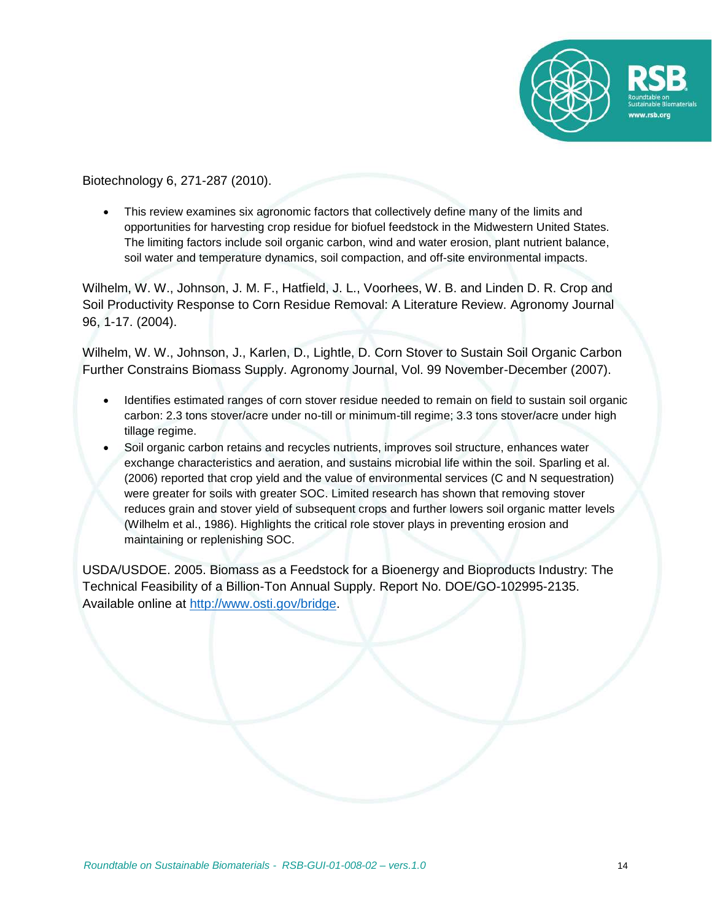Biotechnology 6, 271-287 (2010).

- This review examines six agronomic factors that collectively define many of the limits and opportunities for harvesting crop residue for biofuel feedstock in the Midwestern United States. The limiting factors include soil organic carbon, wind and water erosion, plant nutrient balance, soil water and temperature dynamics, soil compaction, and off-site environmental impacts.

Wilhelm, W. W., Johnson, J. M. F., Hatfield, J. L., Voorhees, W. B. and Linden D. R. Crop and Soil Productivity Response to Corn Residue Removal: A Literature Review. Agronomy Journal 96, 1-17. (2004).

Wilhelm, W. W., Johnson, J., Karlen, D., Lightle, D. Corn Stover to Sustain Soil Organic Carbon Further Constrains Biomass Supply. Agronomy Journal, Vol. 99 November-December (2007).

- Identifies estimated ranges of corn stover residue needed to remain on field to sustain soil organic carbon: 2.3 tons stover/acre under no-till or minimum-till regime; 3.3 tons stover/acre under high tillage regime.
- Soil organic carbon retains and recycles nutrients, improves soil structure, enhances water exchange characteristics and aeration, and sustains microbial life within the soil. Sparling et al. (2006) reported that crop yield and the value of environmental services (C and N sequestration) were greater for soils with greater SOC. Limited research has shown that removing stover reduces grain and stover yield of subsequent crops and further lowers soil organic matter levels (Wilhelm et al., 1986). Highlights the critical role stover plays in preventing erosion and maintaining or replenishing SOC.

USDA/USDOE. 2005. Biomass as a Feedstock for a Bioenergy and Bioproducts Industry: The Technical Feasibility of a Billion-Ton Annual Supply. Report No. DOE/GO-102995-2135. Available online at http://www.osti.gov/bridge.